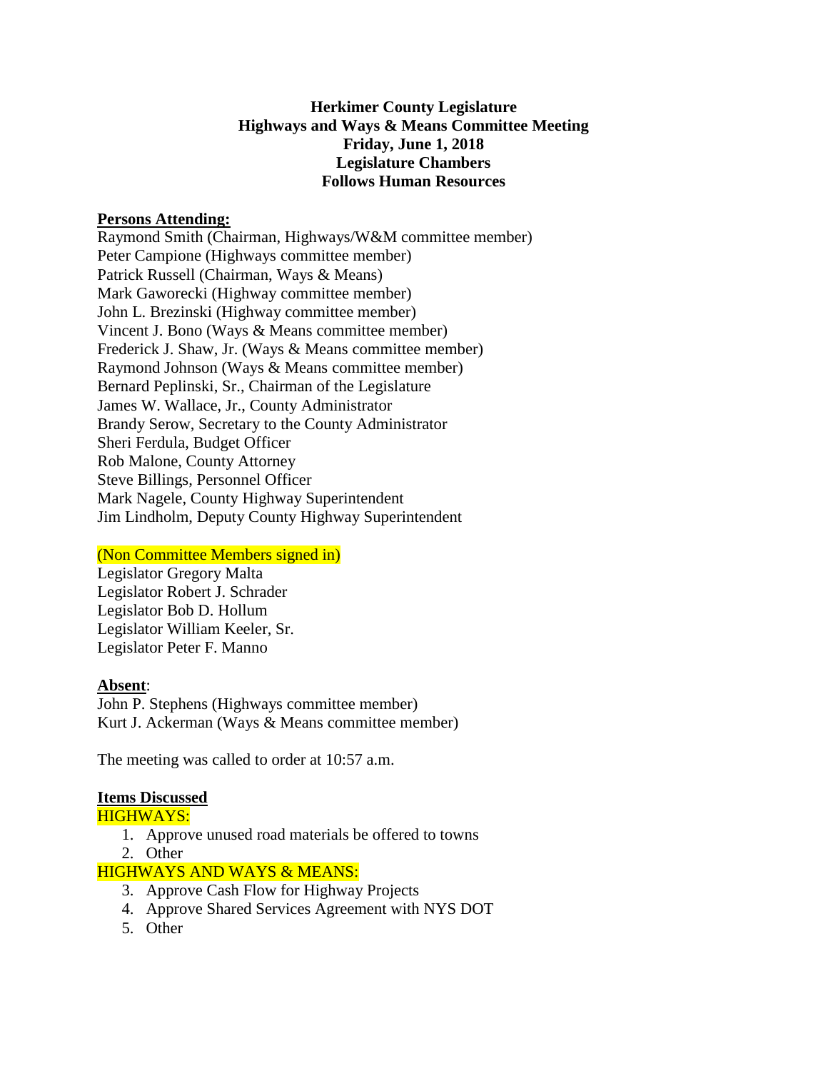**Herkimer County Legislature**
**Highways and Ways & Means Committee Meeting**
**Friday, June 1, 2018**
**Legislature Chambers**
**Follows Human Resources**

**Persons Attending:**

Raymond Smith (Chairman, Highways/W&M committee member)
Peter Campione (Highways committee member)
Patrick Russell (Chairman, Ways & Means)
Mark Gaworecki (Highway committee member)
John L. Brezinski (Highway committee member)
Vincent J. Bono (Ways & Means committee member)
Frederick J. Shaw, Jr. (Ways & Means committee member)
Raymond Johnson (Ways & Means committee member)
Bernard Peplinski, Sr., Chairman of the Legislature
James W. Wallace, Jr., County Administrator
Brandy Serow, Secretary to the County Administrator
Sheri Ferdula, Budget Officer
Rob Malone, County Attorney
Steve Billings, Personnel Officer
Mark Nagele, County Highway Superintendent
Jim Lindholm, Deputy County Highway Superintendent

(Non Committee Members signed in)

Legislator Gregory Malta
Legislator Robert J. Schrader
Legislator Bob D. Hollum
Legislator William Keeler, Sr.
Legislator Peter F. Manno

**Absent**:

John P. Stephens (Highways committee member)
Kurt J. Ackerman (Ways & Means committee member)

The meeting was called to order at 10:57 a.m.

**Items Discussed**

HIGHWAYS:

1. Approve unused road materials be offered to towns
2. Other

HIGHWAYS AND WAYS & MEANS:

3. Approve Cash Flow for Highway Projects
4. Approve Shared Services Agreement with NYS DOT
5. Other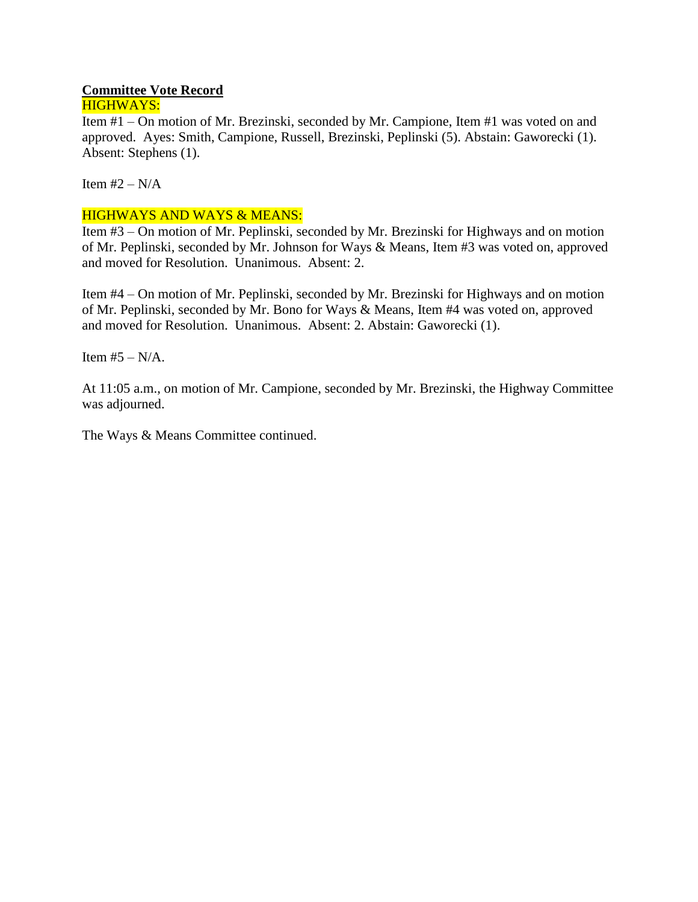**Committee Vote Record**

HIGHWAYS:

Item #1 – On motion of Mr. Brezinski, seconded by Mr. Campione, Item #1 was voted on and approved. Ayes: Smith, Campione, Russell, Brezinski, Peplinski (5). Abstain: Gaworecki (1). Absent: Stephens (1).

Item #2 – N/A

HIGHWAYS AND WAYS & MEANS:

Item #3 – On motion of Mr. Peplinski, seconded by Mr. Brezinski for Highways and on motion of Mr. Peplinski, seconded by Mr. Johnson for Ways & Means, Item #3 was voted on, approved and moved for Resolution. Unanimous. Absent: 2.

Item #4 – On motion of Mr. Peplinski, seconded by Mr. Brezinski for Highways and on motion of Mr. Peplinski, seconded by Mr. Bono for Ways & Means, Item #4 was voted on, approved and moved for Resolution. Unanimous. Absent: 2. Abstain: Gaworecki (1).

Item #5 – N/A.

At 11:05 a.m., on motion of Mr. Campione, seconded by Mr. Brezinski, the Highway Committee was adjourned.

The Ways & Means Committee continued.